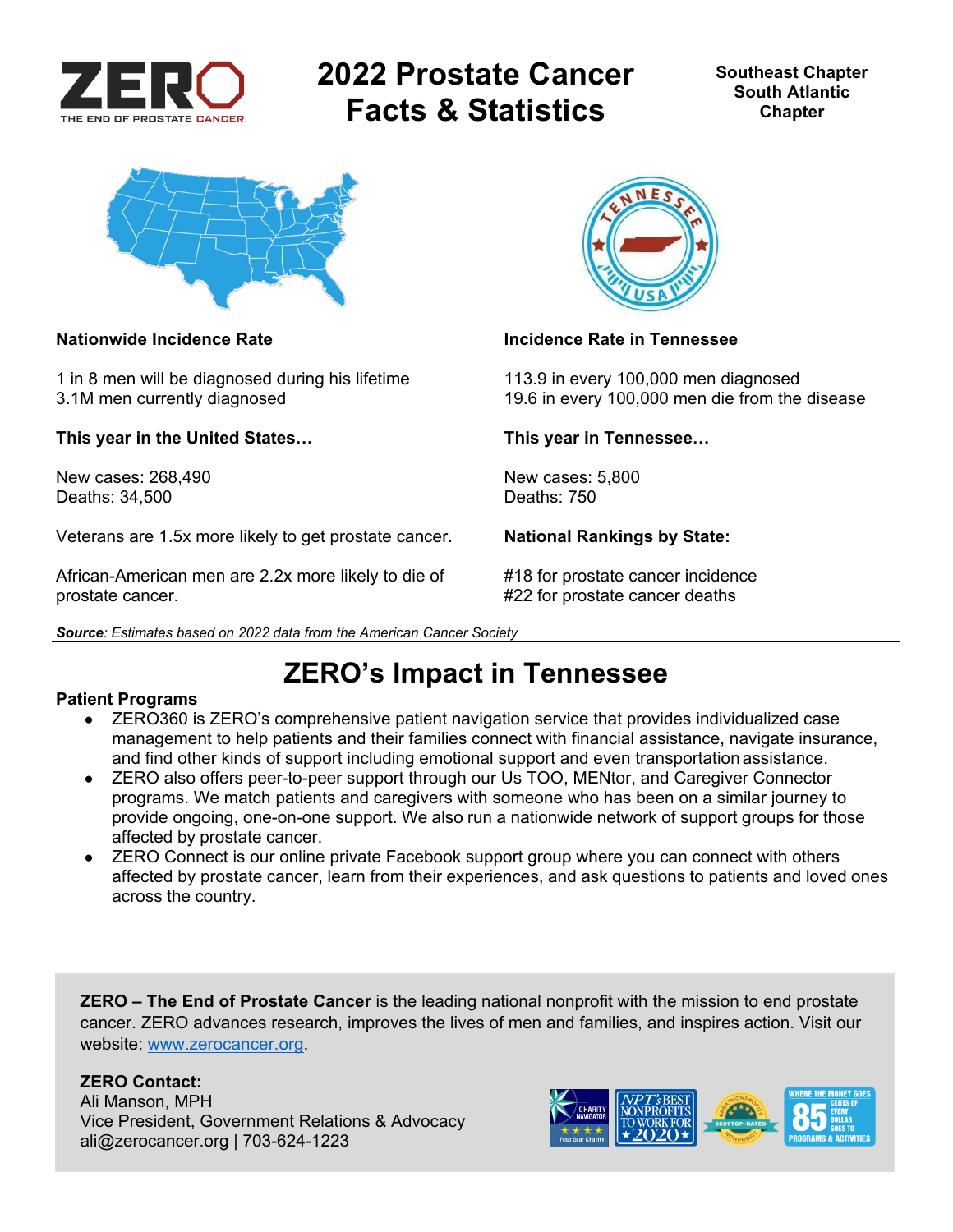# 2022 Prostate Cancer Facts & Statistics

**Southeast Chapter**
**South Atlantic Chapter**

**Nationwide Incidence Rate**

1 in 8 men will be diagnosed during his lifetime
3.1M men currently diagnosed

**This year in the United States…**

New cases: 268,490
Deaths: 34,500

Veterans are 1.5x more likely to get prostate cancer.

African-American men are 2.2x more likely to die of prostate cancer.

**Incidence Rate in Tennessee**

113.9 in every 100,000 men diagnosed
19.6 in every 100,000 men die from the disease

**This year in Tennessee…**

New cases: 5,800
Deaths: 750

**National Rankings by State:**

#18 for prostate cancer incidence
#22 for prostate cancer deaths

***Source**: Estimates based on 2022 data from the American Cancer Society*

## ZERO's Impact in Tennessee

**Patient Programs**

- ZERO360 is ZERO's comprehensive patient navigation service that provides individualized case management to help patients and their families connect with financial assistance, navigate insurance, and find other kinds of support including emotional support and even transportation assistance.
- ZERO also offers peer-to-peer support through our Us TOO, MENtor, and Caregiver Connector programs. We match patients and caregivers with someone who has been on a similar journey to provide ongoing, one-on-one support. We also run a nationwide network of support groups for those affected by prostate cancer.
- ZERO Connect is our online private Facebook support group where you can connect with others affected by prostate cancer, learn from their experiences, and ask questions to patients and loved ones across the country.

**ZERO – The End of Prostate Cancer** is the leading national nonprofit with the mission to end prostate cancer. ZERO advances research, improves the lives of men and families, and inspires action. Visit our website: www.zerocancer.org.

**ZERO Contact:**
Ali Manson, MPH
Vice President, Government Relations & Advocacy
ali@zerocancer.org | 703-624-1223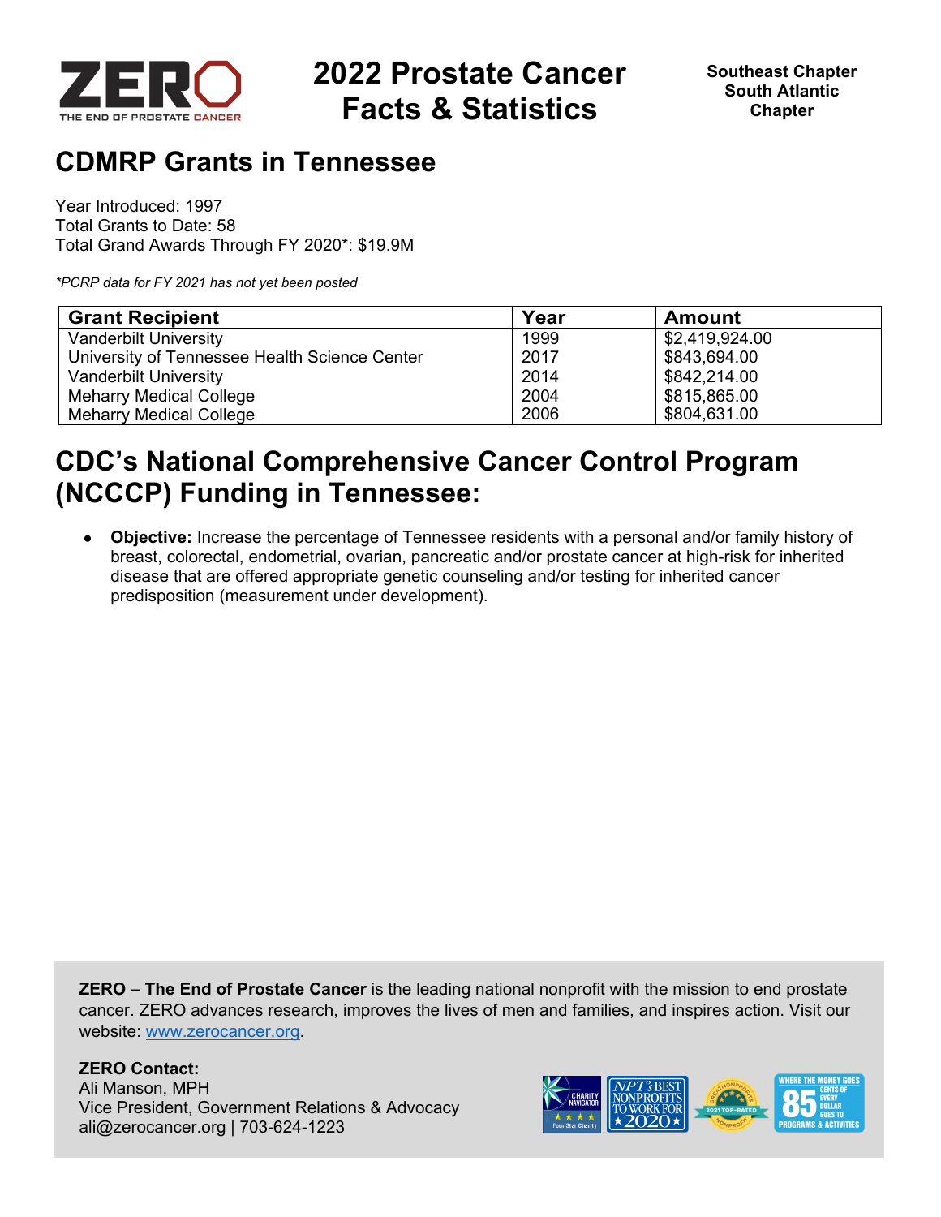# 2022 Prostate Cancer Facts & Statistics

**Southeast Chapter South Atlantic Chapter**

## CDMRP Grants in Tennessee

Year Introduced: 1997
Total Grants to Date: 58
Total Grand Awards Through FY 2020*: $19.9M

*\*PCRP data for FY 2021 has not yet been posted*

| Grant Recipient | Year | Amount |
|---|---|---|
| Vanderbilt University | 1999 | $2,419,924.00 |
| University of Tennessee Health Science Center | 2017 | $843,694.00 |
| Vanderbilt University | 2014 | $842,214.00 |
| Meharry Medical College | 2004 | $815,865.00 |
| Meharry Medical College | 2006 | $804,631.00 |

## CDC's National Comprehensive Cancer Control Program (NCCCP) Funding in Tennessee:

- **Objective:** Increase the percentage of Tennessee residents with a personal and/or family history of breast, colorectal, endometrial, ovarian, pancreatic and/or prostate cancer at high-risk for inherited disease that are offered appropriate genetic counseling and/or testing for inherited cancer predisposition (measurement under development).

**ZERO – The End of Prostate Cancer** is the leading national nonprofit with the mission to end prostate cancer. ZERO advances research, improves the lives of men and families, and inspires action. Visit our website: www.zerocancer.org.

**ZERO Contact:**
Ali Manson, MPH
Vice President, Government Relations & Advocacy
ali@zerocancer.org | 703-624-1223